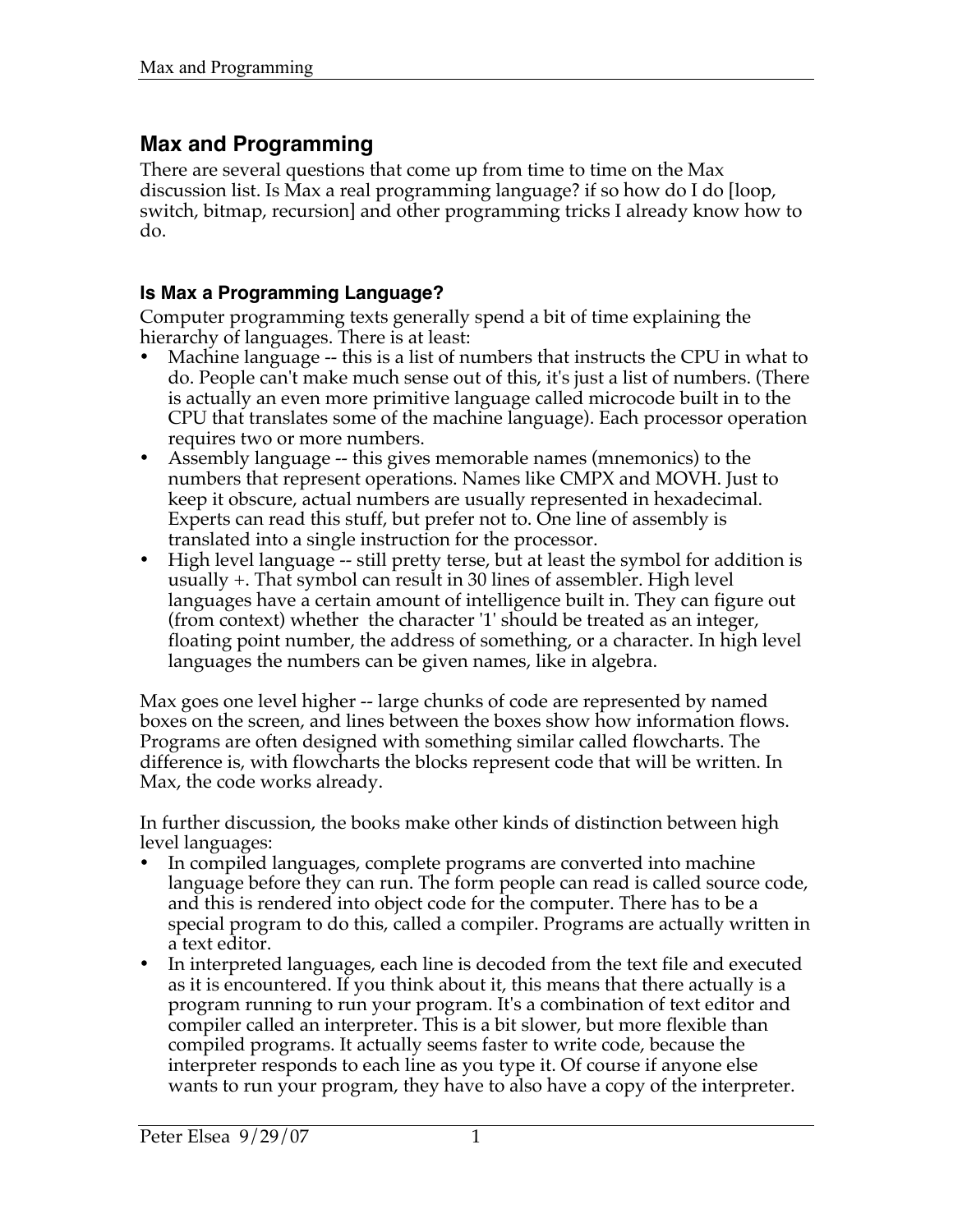# Max and Programming

There are several questions that come up from time to time on the Max discussion list. Is Max a real programming language? if so how do I do [loop, switch, bitmap, recursion] and other programming tricks I already know how to do.

## Is Max a Programming Language?

Computer programming texts generally spend a bit of time explaining the hierarchy of languages. There is at least:

- Machine language -- this is a list of numbers that instructs the CPU in what to do. People can't make much sense out of this, it's just a list of numbers. (There is actually an even more primitive language called microcode built in to the CPU that translates some of the machine language). Each processor operation requires two or more numbers.
- Assembly language -- this gives memorable names (mnemonics) to the numbers that represent operations. Names like CMPX and MOVH. Just to keep it obscure, actual numbers are usually represented in hexadecimal. Experts can read this stuff, but prefer not to. One line of assembly is translated into a single instruction for the processor.
- High level language -- still pretty terse, but at least the symbol for addition is usually +. That symbol can result in 30 lines of assembler. High level languages have a certain amount of intelligence built in. They can figure out (from context) whether the character '1' should be treated as an integer, floating point number, the address of something, or a character. In high level languages the numbers can be given names, like in algebra.

Max goes one level higher -- large chunks of code are represented by named boxes on the screen, and lines between the boxes show how information flows. Programs are often designed with something similar called flowcharts. The difference is, with flowcharts the blocks represent code that will be written. In Max, the code works already.

In further discussion, the books make other kinds of distinction between high level languages:

- In compiled languages, complete programs are converted into machine language before they can run. The form people can read is called source code, and this is rendered into object code for the computer. There has to be a special program to do this, called a compiler. Programs are actually written in a text editor.
- In interpreted languages, each line is decoded from the text file and executed as it is encountered. If you think about it, this means that there actually is a program running to run your program. It's a combination of text editor and compiler called an interpreter. This is a bit slower, but more flexible than compiled programs. It actually seems faster to write code, because the interpreter responds to each line as you type it. Of course if anyone else wants to run your program, they have to also have a copy of the interpreter.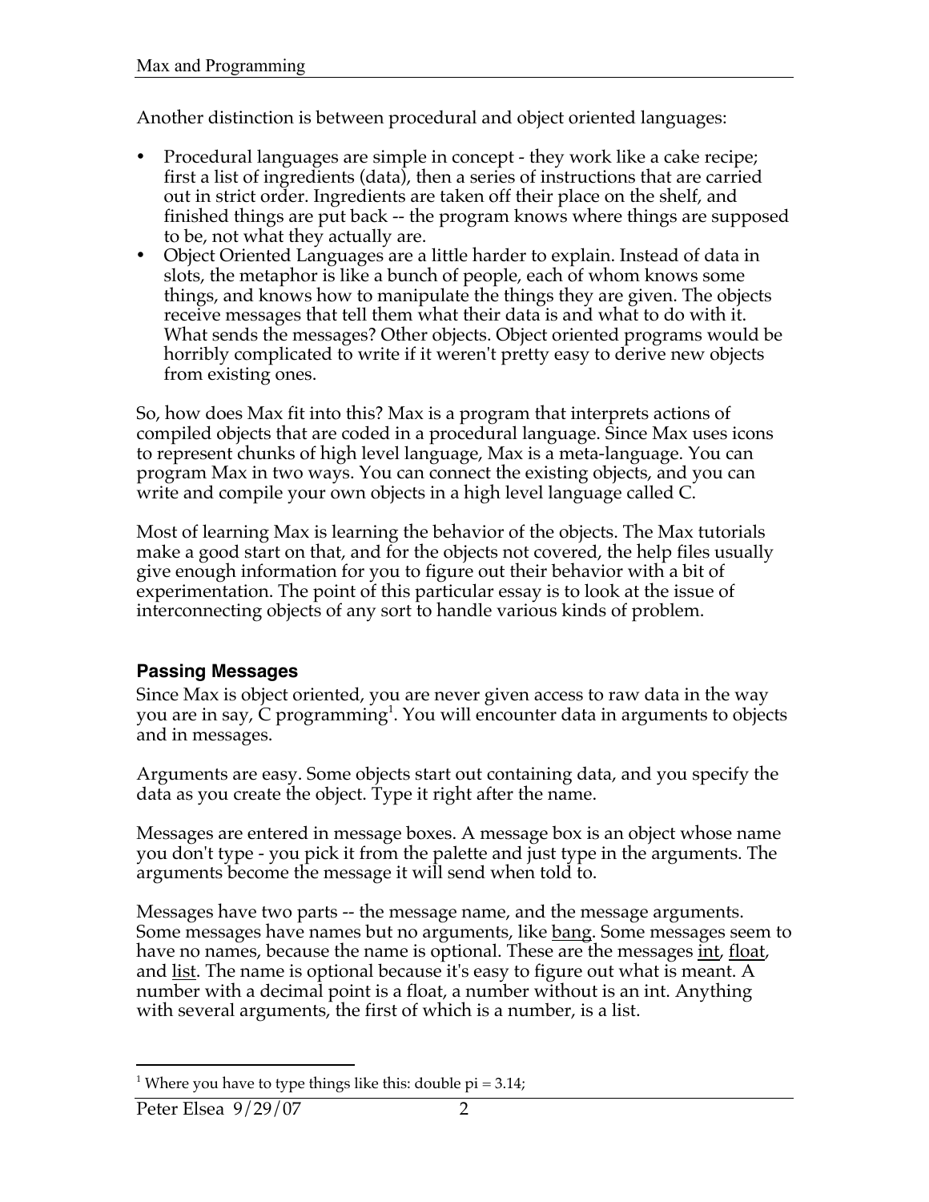Another distinction is between procedural and object oriented languages:

- Procedural languages are simple in concept - they work like a cake recipe; first a list of ingredients (data), then a series of instructions that are carried out in strict order. Ingredients are taken off their place on the shelf, and finished things are put back -- the program knows where things are supposed to be, not what they actually are.
- Object Oriented Languages are a little harder to explain. Instead of data in slots, the metaphor is like a bunch of people, each of whom knows some things, and knows how to manipulate the things they are given. The objects receive messages that tell them what their data is and what to do with it. What sends the messages? Other objects. Object oriented programs would be horribly complicated to write if it weren't pretty easy to derive new objects from existing ones.

So, how does Max fit into this? Max is a program that interprets actions of compiled objects that are coded in a procedural language. Since Max uses icons to represent chunks of high level language, Max is a meta-language. You can program Max in two ways. You can connect the existing objects, and you can write and compile your own objects in a high level language called C.

Most of learning Max is learning the behavior of the objects. The Max tutorials make a good start on that, and for the objects not covered, the help files usually give enough information for you to figure out their behavior with a bit of experimentation. The point of this particular essay is to look at the issue of interconnecting objects of any sort to handle various kinds of problem.

### Passing Messages

Since Max is object oriented, you are never given access to raw data in the way you are in say, C programming[1]. You will encounter data in arguments to objects and in messages.

Arguments are easy. Some objects start out containing data, and you specify the data as you create the object. Type it right after the name.

Messages are entered in message boxes. A message box is an object whose name you don't type - you pick it from the palette and just type in the arguments. The arguments become the message it will send when told to.

Messages have two parts -- the message name, and the message arguments. Some messages have names but no arguments, like <u>bang</u>. Some messages seem to have no names, because the name is optional. These are the messages <u>int</u>, <u>float</u>, and <u>list</u>. The name is optional because it's easy to figure out what is meant. A number with a decimal point is a float, a number without is an int. Anything with several arguments, the first of which is a number, is a list.

---

[1] Where you have to type things like this: double pi = 3.14;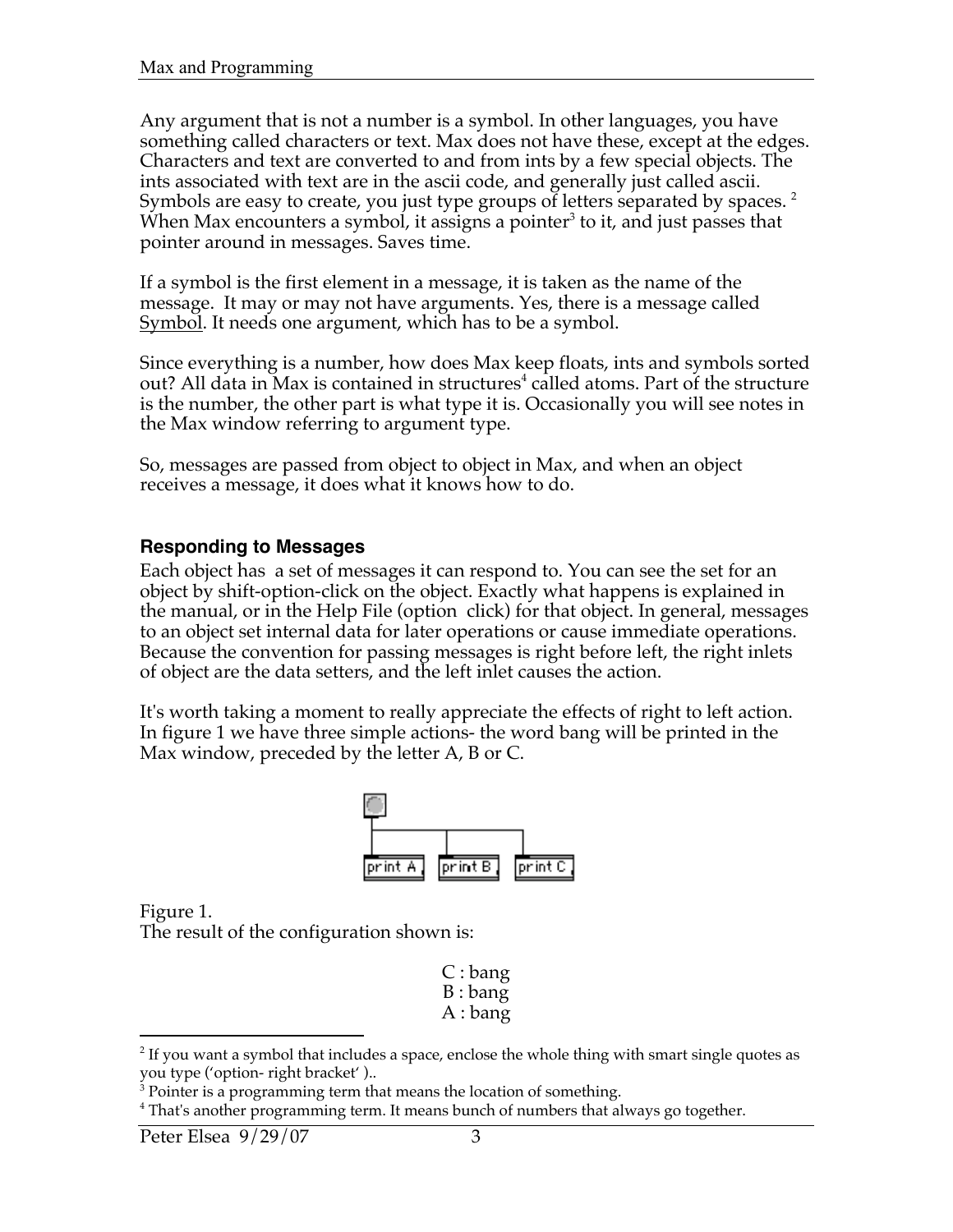Any argument that is not a number is a symbol. In other languages, you have something called characters or text. Max does not have these, except at the edges. Characters and text are converted to and from ints by a few special objects. The ints associated with text are in the ascii code, and generally just called ascii. Symbols are easy to create, you just type groups of letters separated by spaces. [2] When Max encounters a symbol, it assigns a pointer[3] to it, and just passes that pointer around in messages. Saves time.

If a symbol is the first element in a message, it is taken as the name of the message. It may or may not have arguments. Yes, there is a message called Symbol. It needs one argument, which has to be a symbol.

Since everything is a number, how does Max keep floats, ints and symbols sorted out? All data in Max is contained in structures[4] called atoms. Part of the structure is the number, the other part is what type it is. Occasionally you will see notes in the Max window referring to argument type.

So, messages are passed from object to object in Max, and when an object receives a message, it does what it knows how to do.

### Responding to Messages

Each object has a set of messages it can respond to. You can see the set for an object by shift-option-click on the object. Exactly what happens is explained in the manual, or in the Help File (option click) for that object. In general, messages to an object set internal data for later operations or cause immediate operations. Because the convention for passing messages is right before left, the right inlets of object are the data setters, and the left inlet causes the action.

It's worth taking a moment to really appreciate the effects of right to left action. In figure 1 we have three simple actions- the word bang will be printed in the Max window, preceded by the letter A, B or C.

Figure 1.
The result of the configuration shown is:

```
C : bang
B : bang
A : bang
```

---

[2] If you want a symbol that includes a space, enclose the whole thing with smart single quotes as you type (‘option- right bracket’ )..

[3] Pointer is a programming term that means the location of something.

[4] That's another programming term. It means bunch of numbers that always go together.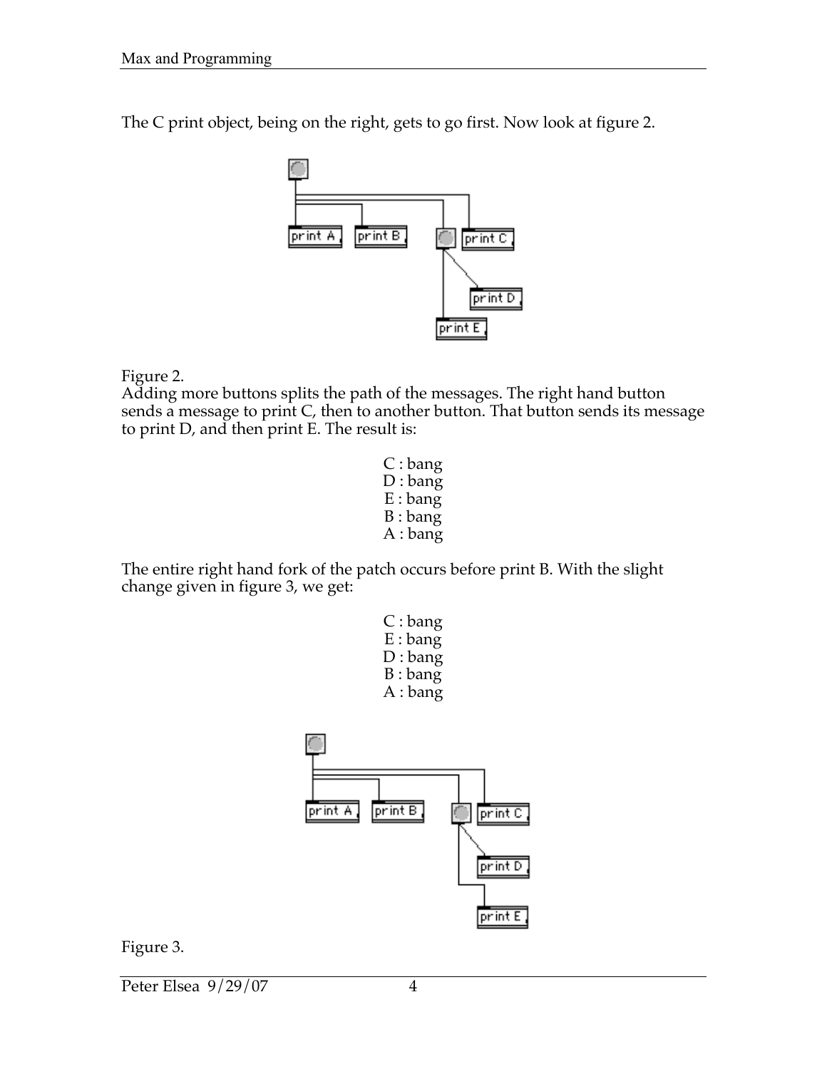The C print object, being on the right, gets to go first. Now look at figure 2.

Figure 2.
Adding more buttons splits the path of the messages. The right hand button sends a message to print C, then to another button. That button sends its message to print D, and then print E. The result is:

C : bang
D : bang
E : bang
B : bang
A : bang

The entire right hand fork of the patch occurs before print B. With the slight change given in figure 3, we get:

C : bang
E : bang
D : bang
B : bang
A : bang

Figure 3.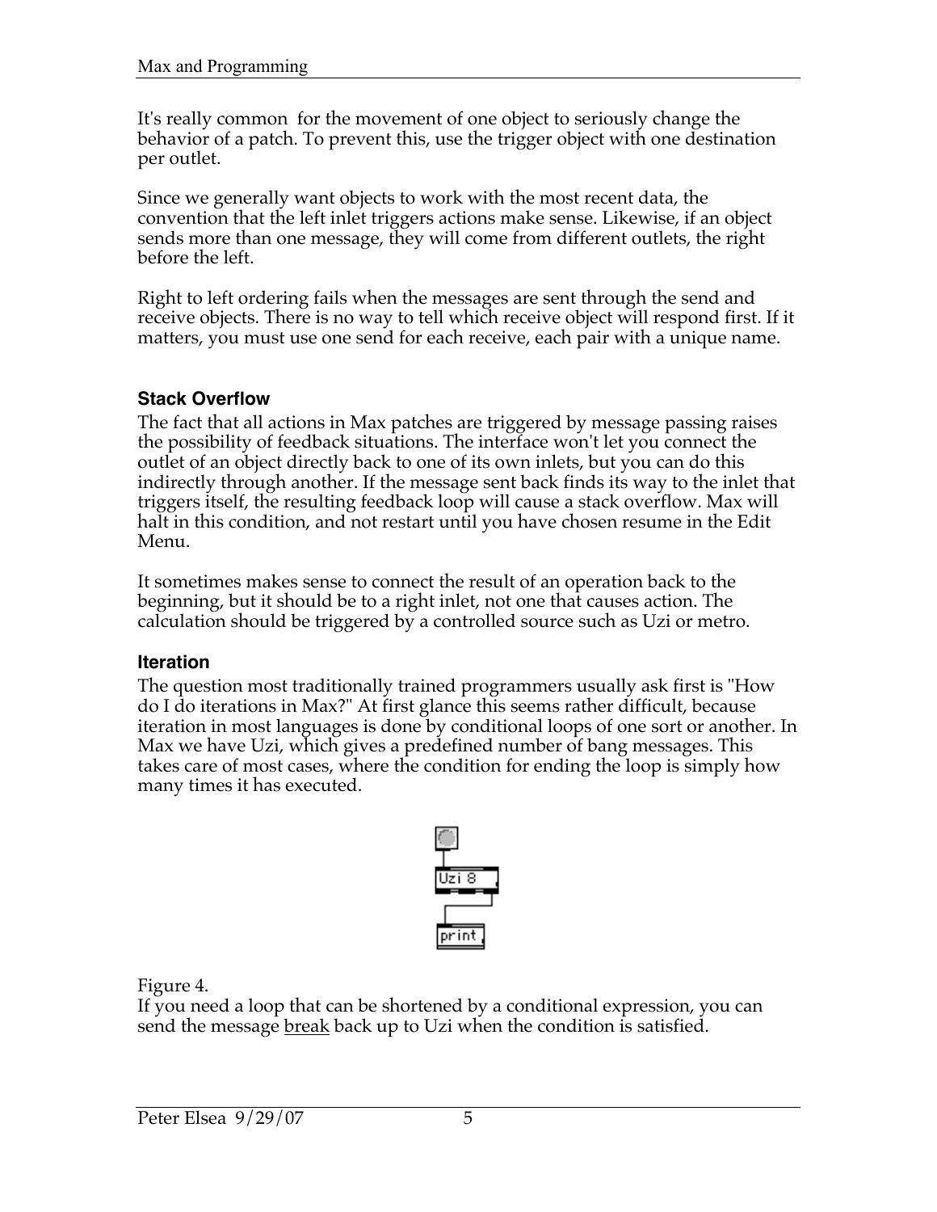It's really common for the movement of one object to seriously change the behavior of a patch. To prevent this, use the trigger object with one destination per outlet.

Since we generally want objects to work with the most recent data, the convention that the left inlet triggers actions make sense. Likewise, if an object sends more than one message, they will come from different outlets, the right before the left.

Right to left ordering fails when the messages are sent through the send and receive objects. There is no way to tell which receive object will respond first. If it matters, you must use one send for each receive, each pair with a unique name.

### Stack Overflow

The fact that all actions in Max patches are triggered by message passing raises the possibility of feedback situations. The interface won't let you connect the outlet of an object directly back to one of its own inlets, but you can do this indirectly through another. If the message sent back finds its way to the inlet that triggers itself, the resulting feedback loop will cause a stack overflow. Max will halt in this condition, and not restart until you have chosen resume in the Edit Menu.

It sometimes makes sense to connect the result of an operation back to the beginning, but it should be to a right inlet, not one that causes action. The calculation should be triggered by a controlled source such as Uzi or metro.

### Iteration

The question most traditionally trained programmers usually ask first is "How do I do iterations in Max?" At first glance this seems rather difficult, because iteration in most languages is done by conditional loops of one sort or another. In Max we have Uzi, which gives a predefined number of bang messages. This takes care of most cases, where the condition for ending the loop is simply how many times it has executed.

Figure 4.

If you need a loop that can be shortened by a conditional expression, you can send the message break back up to Uzi when the condition is satisfied.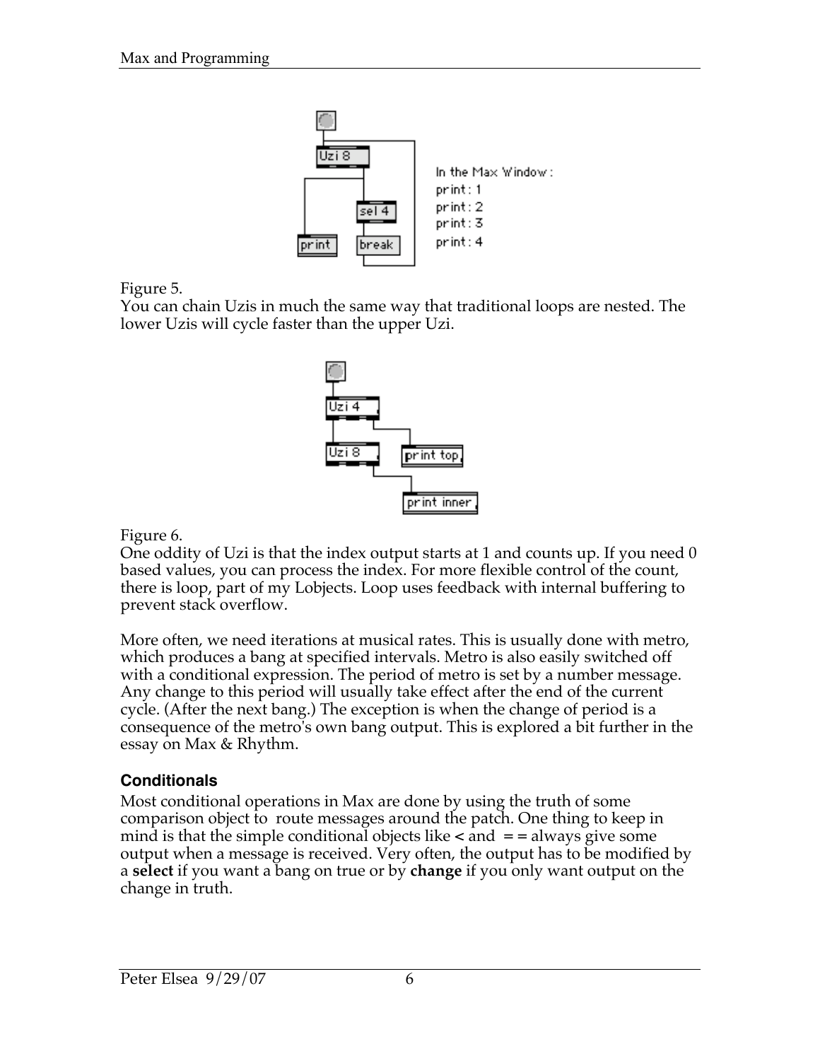Figure 5.
You can chain Uzis in much the same way that traditional loops are nested. The lower Uzis will cycle faster than the upper Uzi.

Figure 6.
One oddity of Uzi is that the index output starts at 1 and counts up. If you need 0 based values, you can process the index. For more flexible control of the count, there is loop, part of my Lobjects. Loop uses feedback with internal buffering to prevent stack overflow.

More often, we need iterations at musical rates. This is usually done with metro, which produces a bang at specified intervals. Metro is also easily switched off with a conditional expression. The period of metro is set by a number message. Any change to this period will usually take effect after the end of the current cycle. (After the next bang.) The exception is when the change of period is a consequence of the metro's own bang output. This is explored a bit further in the essay on Max & Rhythm.

### Conditionals

Most conditional operations in Max are done by using the truth of some comparison object to route messages around the patch. One thing to keep in mind is that the simple conditional objects like < and == always give some output when a message is received. Very often, the output has to be modified by a **select** if you want a bang on true or by **change** if you only want output on the change in truth.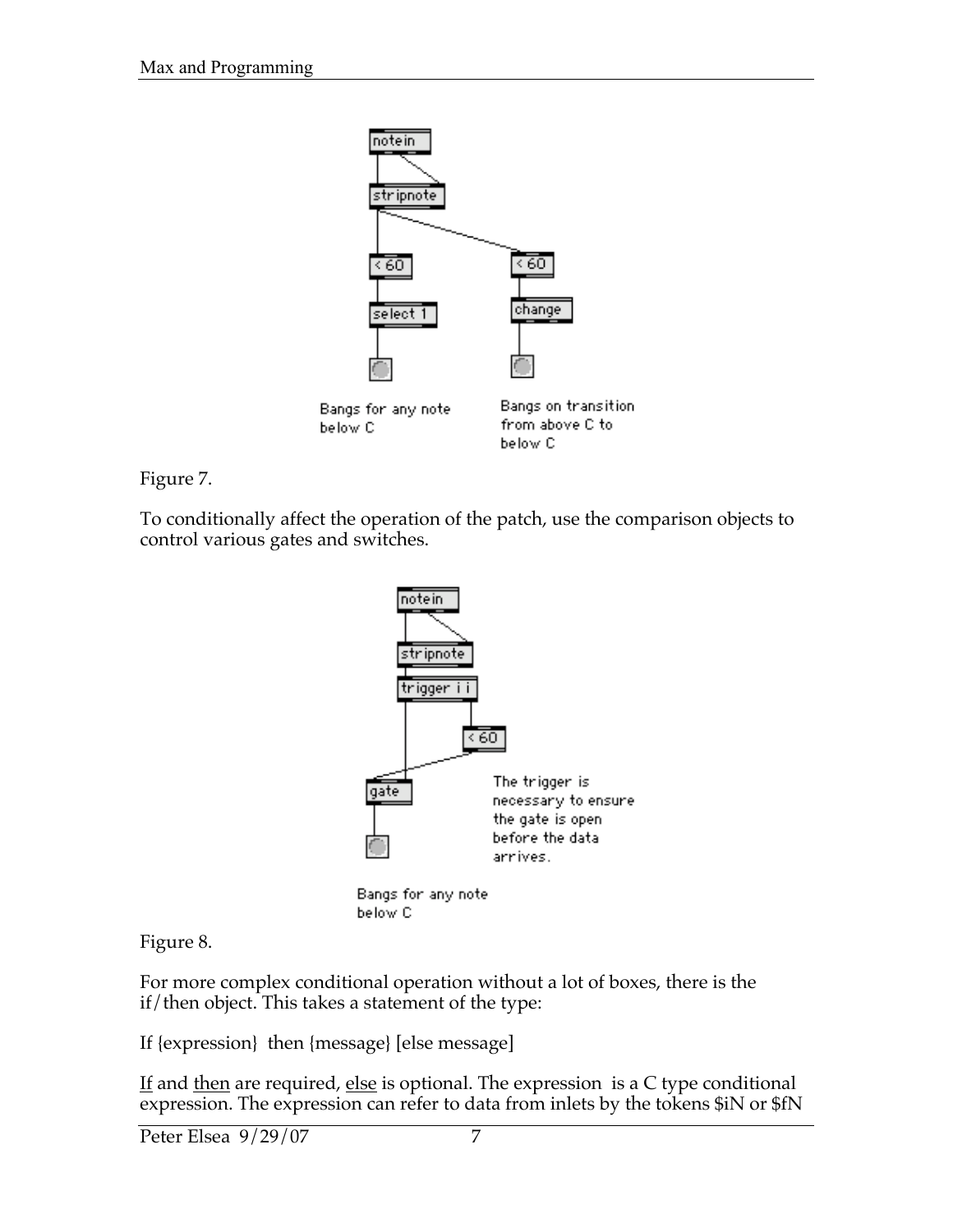Figure 7.

To conditionally affect the operation of the patch, use the comparison objects to control various gates and switches.

Figure 8.

For more complex conditional operation without a lot of boxes, there is the if/then object. This takes a statement of the type:

If {expression} then {message} [else message]

If and then are required, else is optional. The expression is a C type conditional expression. The expression can refer to data from inlets by the tokens $iN or $fN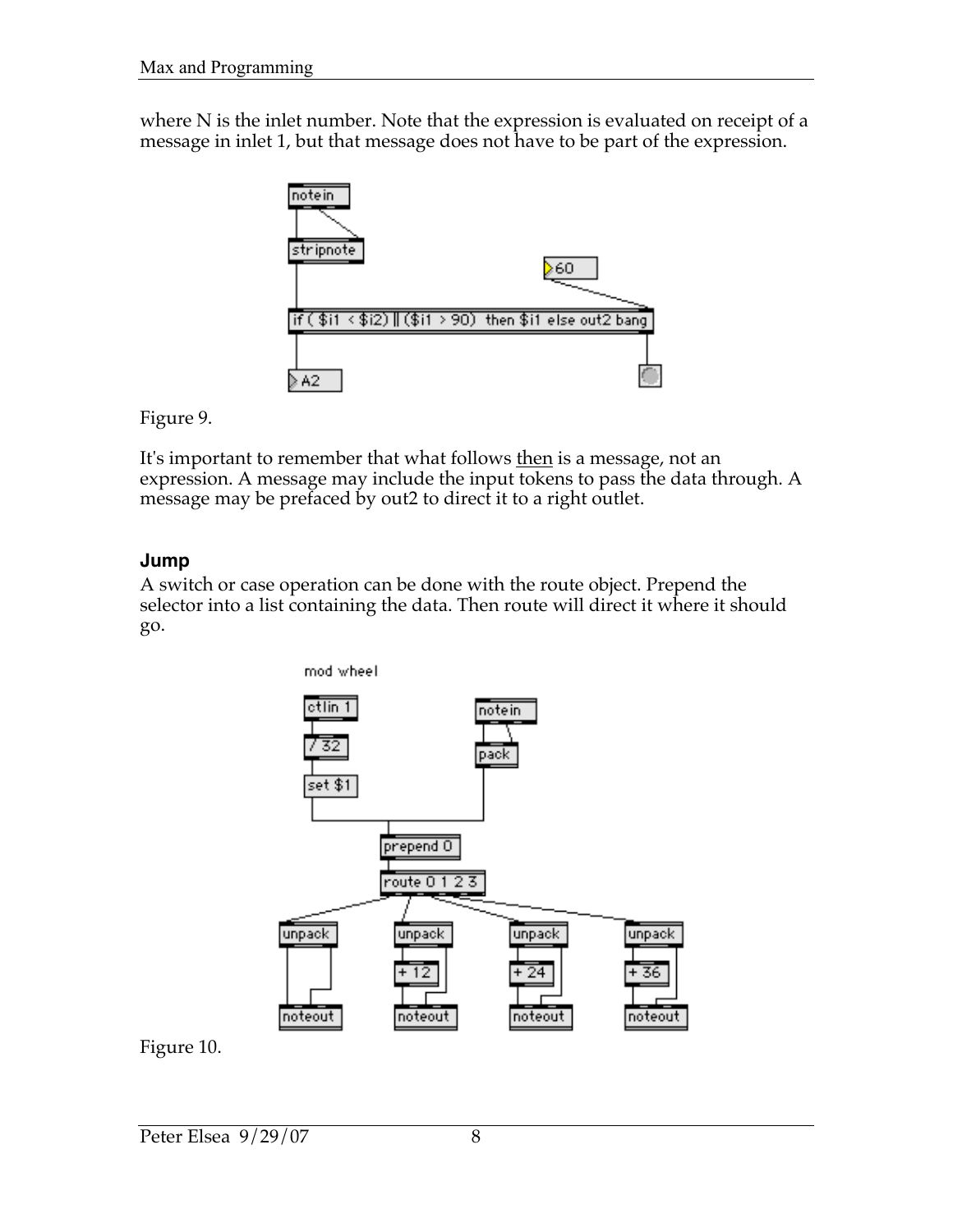where N is the inlet number. Note that the expression is evaluated on receipt of a message in inlet 1, but that message does not have to be part of the expression.

Figure 9.

It's important to remember that what follows <u>then</u> is a message, not an expression. A message may include the input tokens to pass the data through. A message may be prefaced by out2 to direct it to a right outlet.

### Jump

A switch or case operation can be done with the route object. Prepend the selector into a list containing the data. Then route will direct it where it should go.

Figure 10.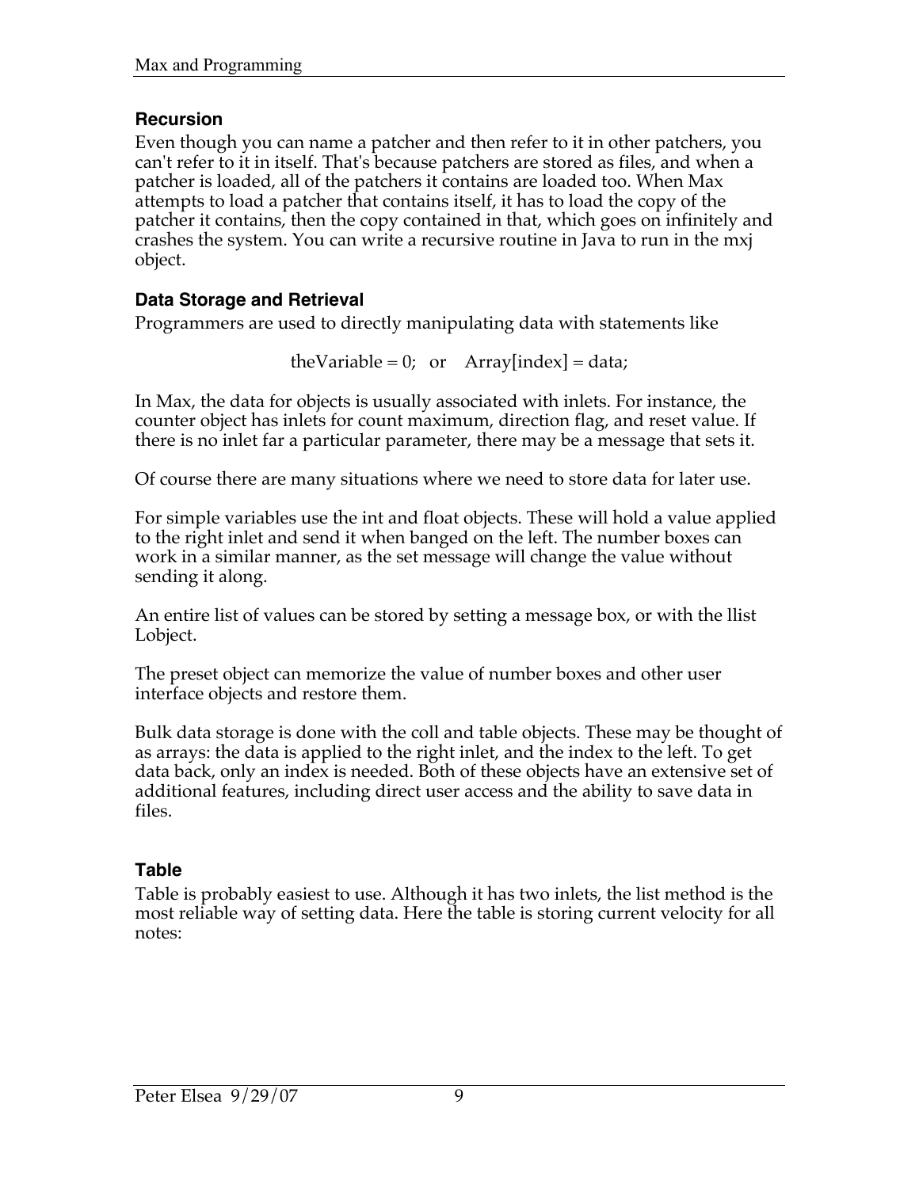### Recursion

Even though you can name a patcher and then refer to it in other patchers, you can't refer to it in itself. That's because patchers are stored as files, and when a patcher is loaded, all of the patchers it contains are loaded too. When Max attempts to load a patcher that contains itself, it has to load the copy of the patcher it contains, then the copy contained in that, which goes on infinitely and crashes the system. You can write a recursive routine in Java to run in the mxj object.

### Data Storage and Retrieval

Programmers are used to directly manipulating data with statements like

```
theVariable = 0;   or    Array[index] = data;
```

In Max, the data for objects is usually associated with inlets. For instance, the counter object has inlets for count maximum, direction flag, and reset value. If there is no inlet far a particular parameter, there may be a message that sets it.

Of course there are many situations where we need to store data for later use.

For simple variables use the int and float objects. These will hold a value applied to the right inlet and send it when banged on the left. The number boxes can work in a similar manner, as the set message will change the value without sending it along.

An entire list of values can be stored by setting a message box, or with the llist Lobject.

The preset object can memorize the value of number boxes and other user interface objects and restore them.

Bulk data storage is done with the coll and table objects. These may be thought of as arrays: the data is applied to the right inlet, and the index to the left. To get data back, only an index is needed. Both of these objects have an extensive set of additional features, including direct user access and the ability to save data in files.

### Table

Table is probably easiest to use. Although it has two inlets, the list method is the most reliable way of setting data. Here the table is storing current velocity for all notes: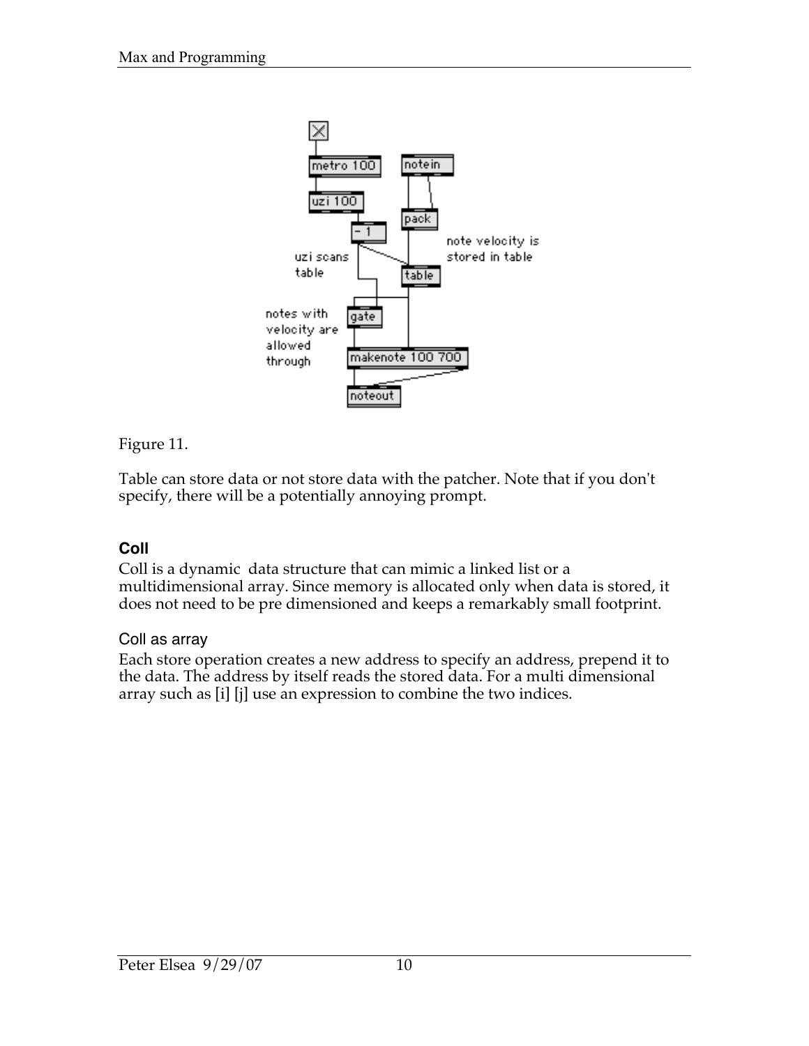Figure 11.

Table can store data or not store data with the patcher. Note that if you don't specify, there will be a potentially annoying prompt.

### Coll

Coll is a dynamic data structure that can mimic a linked list or a multidimensional array. Since memory is allocated only when data is stored, it does not need to be pre dimensioned and keeps a remarkably small footprint.

#### Coll as array

Each store operation creates a new address to specify an address, prepend it to the data. The address by itself reads the stored data. For a multi dimensional array such as [i] [j] use an expression to combine the two indices.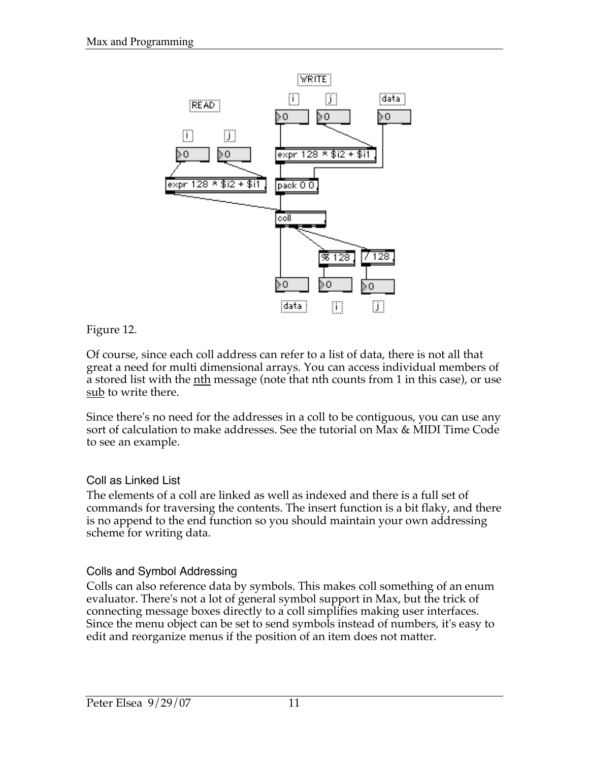Figure 12.

Of course, since each coll address can refer to a list of data, there is not all that great a need for multi dimensional arrays. You can access individual members of a stored list with the nth message (note that nth counts from 1 in this case), or use sub to write there.

Since there's no need for the addresses in a coll to be contiguous, you can use any sort of calculation to make addresses. See the tutorial on Max & MIDI Time Code to see an example.

### Coll as Linked List

The elements of a coll are linked as well as indexed and there is a full set of commands for traversing the contents. The insert function is a bit flaky, and there is no append to the end function so you should maintain your own addressing scheme for writing data.

### Colls and Symbol Addressing

Colls can also reference data by symbols. This makes coll something of an enum evaluator. There's not a lot of general symbol support in Max, but the trick of connecting message boxes directly to a coll simplifies making user interfaces. Since the menu object can be set to send symbols instead of numbers, it's easy to edit and reorganize menus if the position of an item does not matter.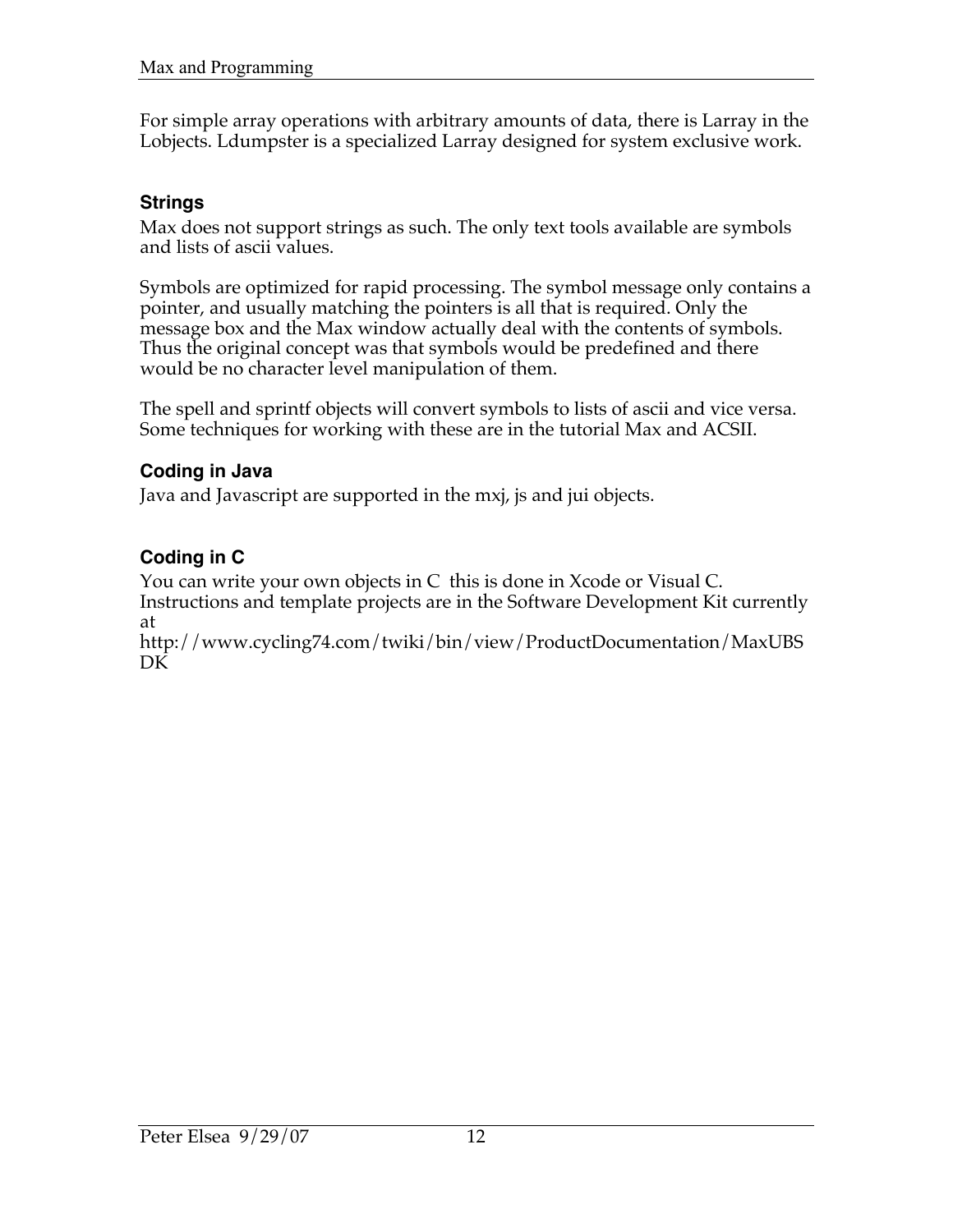For simple array operations with arbitrary amounts of data, there is Larray in the Lobjects. Ldumpster is a specialized Larray designed for system exclusive work.

### Strings

Max does not support strings as such. The only text tools available are symbols and lists of ascii values.

Symbols are optimized for rapid processing. The symbol message only contains a pointer, and usually matching the pointers is all that is required. Only the message box and the Max window actually deal with the contents of symbols. Thus the original concept was that symbols would be predefined and there would be no character level manipulation of them.

The spell and sprintf objects will convert symbols to lists of ascii and vice versa. Some techniques for working with these are in the tutorial Max and ACSII.

### Coding in Java

Java and Javascript are supported in the mxj, js and jui objects.

### Coding in C

You can write your own objects in C  this is done in Xcode or Visual C. Instructions and template projects are in the Software Development Kit currently at
http://www.cycling74.com/twiki/bin/view/ProductDocumentation/MaxUBSDK